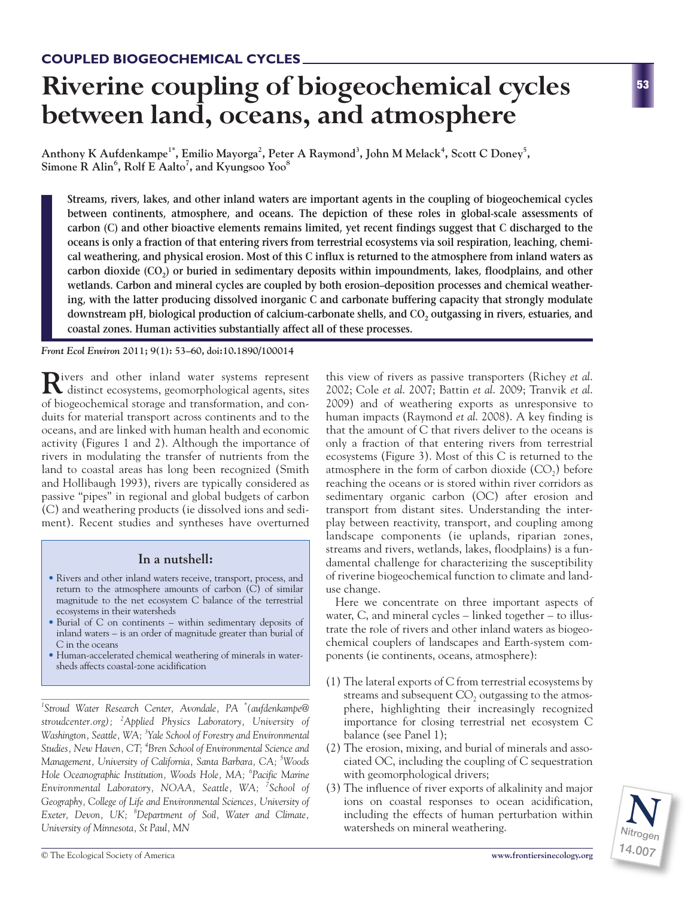COUPLED BIOGEOCHEMICAL CYCLES

# Riverine coupling of biogeochemical cycles between land, oceans, and atmosphere

**Anthony K Aufdenkampe[1*], Emilio Mayorga[2], Peter A Raymond[3], John M Melack[4], Scott C Doney[5], Simone R Alin[6], Rolf E Aalto[7], and Kyungsoo Yoo[8]**

**Streams, rivers, lakes, and other inland waters are important agents in the coupling of biogeochemical cycles between continents, atmosphere, and oceans. The depiction of these roles in global-scale assessments of carbon (C) and other bioactive elements remains limited, yet recent findings suggest that C discharged to the oceans is only a fraction of that entering rivers from terrestrial ecosystems via soil respiration, leaching, chemical weathering, and physical erosion. Most of this C influx is returned to the atmosphere from inland waters as carbon dioxide ($CO_2$) or buried in sedimentary deposits within impoundments, lakes, floodplains, and other wetlands. Carbon and mineral cycles are coupled by both erosion–deposition processes and chemical weathering, with the latter producing dissolved inorganic C and carbonate buffering capacity that strongly modulate downstream pH, biological production of calcium-carbonate shells, and $CO_2$ outgassing in rivers, estuaries, and coastal zones. Human activities substantially affect all of these processes.**

*Front Ecol Environ* **2011; 9(1): 53–60, doi:10.1890/100014**

Rivers and other inland water systems represent distinct ecosystems, geomorphological agents, sites of biogeochemical storage and transformation, and conduits for material transport across continents and to the oceans, and are linked with human health and economic activity (Figures 1 and 2). Although the importance of rivers in modulating the transfer of nutrients from the land to coastal areas has long been recognized (Smith and Hollibaugh 1993), rivers are typically considered as passive "pipes" in regional and global budgets of carbon (C) and weathering products (ie dissolved ions and sediment). Recent studies and syntheses have overturned this view of rivers as passive transporters (Richey *et al.* 2002; Cole *et al.* 2007; Battin *et al.* 2009; Tranvik *et al.* 2009) and of weathering exports as unresponsive to human impacts (Raymond *et al.* 2008). A key finding is that the amount of C that rivers deliver to the oceans is only a fraction of that entering rivers from terrestrial ecosystems (Figure 3). Most of this C is returned to the atmosphere in the form of carbon dioxide ($CO_2$) before reaching the oceans or is stored within river corridors as sedimentary organic carbon (OC) after erosion and transport from distant sites. Understanding the interplay between reactivity, transport, and coupling among landscape components (ie uplands, riparian zones, streams and rivers, wetlands, lakes, floodplains) is a fundamental challenge for characterizing the susceptibility of riverine biogeochemical function to climate and land-use change.

## In a nutshell:

- Rivers and other inland waters receive, transport, process, and return to the atmosphere amounts of carbon (C) of similar magnitude to the net ecosystem C balance of the terrestrial ecosystems in their watersheds
- Burial of C on continents – within sedimentary deposits of inland waters – is an order of magnitude greater than burial of C in the oceans
- Human-accelerated chemical weathering of minerals in watersheds affects coastal-zone acidification

[1]*Stroud Water Research Center, Avondale, PA* [*]*(aufdenkampe@stroudcenter.org);* [2]*Applied Physics Laboratory, University of Washington, Seattle, WA;* [3]*Yale School of Forestry and Environmental Studies, New Haven, CT;* [4]*Bren School of Environmental Science and Management, University of California, Santa Barbara, CA;* [5]*Woods Hole Oceanographic Institution, Woods Hole, MA;* [6]*Pacific Marine Environmental Laboratory, NOAA, Seattle, WA;* [7]*School of Geography, College of Life and Environmental Sciences, University of Exeter, Devon, UK;* [8]*Department of Soil, Water and Climate, University of Minnesota, St Paul, MN*

Here we concentrate on three important aspects of water, C, and mineral cycles – linked together – to illustrate the role of rivers and other inland waters as biogeochemical couplers of landscapes and Earth-system components (ie continents, oceans, atmosphere):

(1) The lateral exports of C from terrestrial ecosystems by streams and subsequent $CO_2$ outgassing to the atmosphere, highlighting their increasingly recognized importance for closing terrestrial net ecosystem C balance (see Panel 1);
(2) The erosion, mixing, and burial of minerals and associated OC, including the coupling of C sequestration with geomorphological drivers;
(3) The influence of river exports of alkalinity and major ions on coastal responses to ocean acidification, including the effects of human perturbation within watersheds on mineral weathering.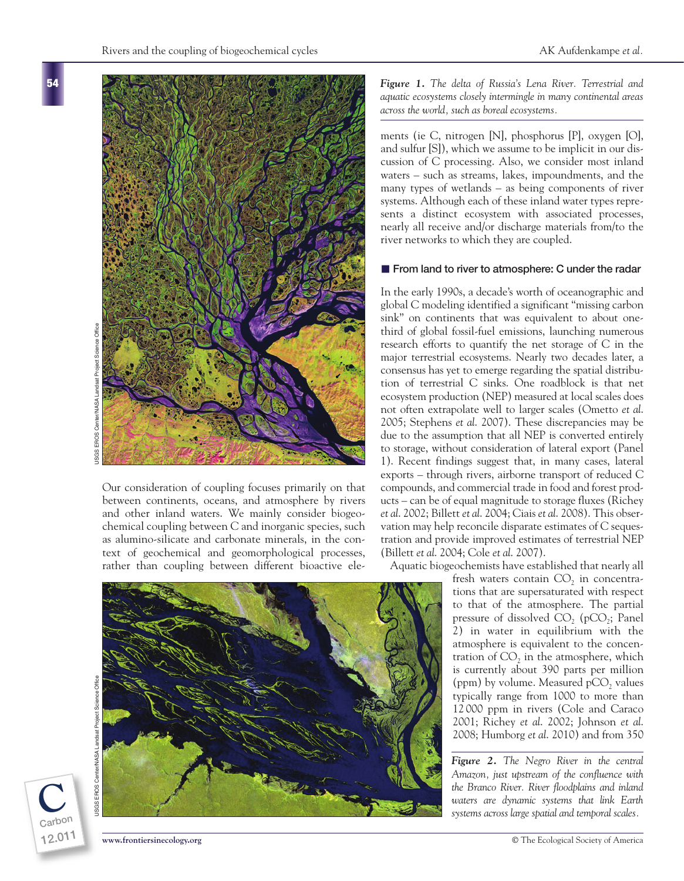*Figure 1. The delta of Russia's Lena River. Terrestrial and aquatic ecosystems closely intermingle in many continental areas across the world, such as boreal ecosystems.*

Our consideration of coupling focuses primarily on that between continents, oceans, and atmosphere by rivers and other inland waters. We mainly consider biogeochemical coupling between C and inorganic species, such as alumino-silicate and carbonate minerals, in the context of geochemical and geomorphological processes, rather than coupling between different bioactive elements (ie C, nitrogen [N], phosphorus [P], oxygen [O], and sulfur [S]), which we assume to be implicit in our discussion of C processing. Also, we consider most inland waters – such as streams, lakes, impoundments, and the many types of wetlands – as being components of river systems. Although each of these inland water types represents a distinct ecosystem with associated processes, nearly all receive and/or discharge materials from/to the river networks to which they are coupled.

## From land to river to atmosphere: C under the radar

In the early 1990s, a decade's worth of oceanographic and global C modeling identified a significant "missing carbon sink" on continents that was equivalent to about one-third of global fossil-fuel emissions, launching numerous research efforts to quantify the net storage of C in the major terrestrial ecosystems. Nearly two decades later, a consensus has yet to emerge regarding the spatial distribution of terrestrial C sinks. One roadblock is that net ecosystem production (NEP) measured at local scales does not often extrapolate well to larger scales (Ometto *et al.* 2005; Stephens *et al.* 2007). These discrepancies may be due to the assumption that all NEP is converted entirely to storage, without consideration of lateral export (Panel 1). Recent findings suggest that, in many cases, lateral exports – through rivers, airborne transport of reduced C compounds, and commercial trade in food and forest products – can be of equal magnitude to storage fluxes (Richey *et al.* 2002; Billett *et al.* 2004; Ciais *et al.* 2008). This observation may help reconcile disparate estimates of C sequestration and provide improved estimates of terrestrial NEP (Billett *et al.* 2004; Cole *et al.* 2007).

Aquatic biogeochemists have established that nearly all fresh waters contain $CO_2$ in concentrations that are supersaturated with respect to that of the atmosphere. The partial pressure of dissolved $CO_2$ ($pCO_2$; Panel 2) in water in equilibrium with the atmosphere is equivalent to the concentration of $CO_2$ in the atmosphere, which is currently about 390 parts per million (ppm) by volume. Measured $pCO_2$ values typically range from 1000 to more than 12 000 ppm in rivers (Cole and Caraco 2001; Richey *et al.* 2002; Johnson *et al.* 2008; Humborg *et al.* 2010) and from 350

*Figure 2. The Negro River in the central Amazon, just upstream of the confluence with the Branco River. River floodplains and inland waters are dynamic systems that link Earth systems across large spatial and temporal scales.*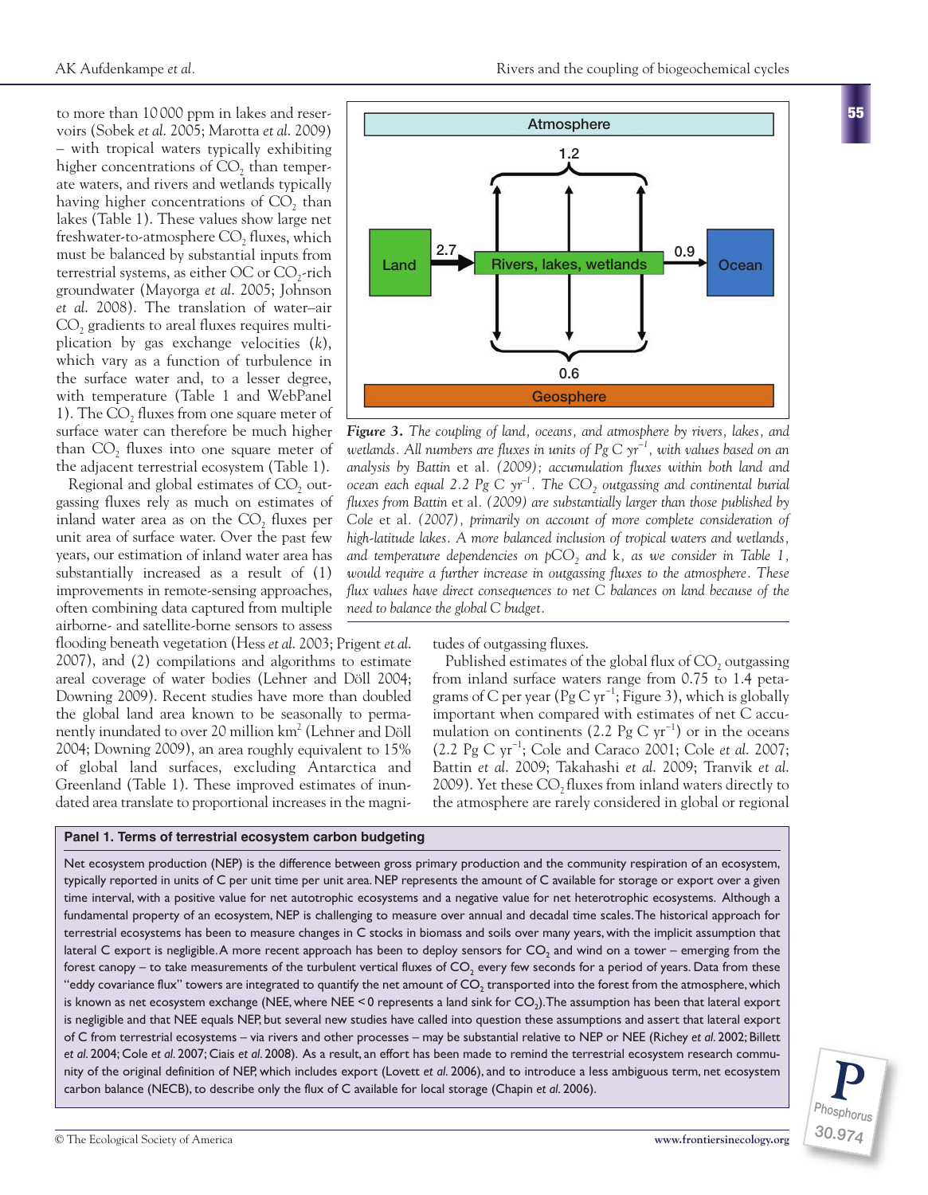to more than 10 000 ppm in lakes and reservoirs (Sobek *et al.* 2005; Marotta *et al.* 2009) – with tropical waters typically exhibiting higher concentrations of $CO_2$ than temperate waters, and rivers and wetlands typically having higher concentrations of $CO_2$ than lakes (Table 1). These values show large net freshwater-to-atmosphere $CO_2$ fluxes, which must be balanced by substantial inputs from terrestrial systems, as either OC or $CO_2$-rich groundwater (Mayorga *et al.* 2005; Johnson *et al.* 2008). The translation of water–air $CO_2$ gradients to areal fluxes requires multiplication by gas exchange velocities ($k$), which vary as a function of turbulence in the surface water and, to a lesser degree, with temperature (Table 1 and WebPanel 1). The $CO_2$ fluxes from one square meter of surface water can therefore be much higher than $CO_2$ fluxes into one square meter of the adjacent terrestrial ecosystem (Table 1).

Regional and global estimates of $CO_2$ outgassing fluxes rely as much on estimates of inland water area as on the $CO_2$ fluxes per unit area of surface water. Over the past few years, our estimation of inland water area has substantially increased as a result of (1) improvements in remote-sensing approaches, often combining data captured from multiple airborne- and satellite-borne sensors to assess flooding beneath vegetation (Hess *et al.* 2003; Prigent *et al.* 2007), and (2) compilations and algorithms to estimate areal coverage of water bodies (Lehner and Döll 2004; Downing 2009). Recent studies have more than doubled the global land area known to be seasonally to permanently inundated to over 20 million km$^2$ (Lehner and Döll 2004; Downing 2009), an area roughly equivalent to 15% of global land surfaces, excluding Antarctica and Greenland (Table 1). These improved estimates of inundated area translate to proportional increases in the magnitudes of outgassing fluxes.

*Figure 3. The coupling of land, oceans, and atmosphere by rivers, lakes, and wetlands. All numbers are fluxes in units of Pg C yr$^{-1}$, with values based on an analysis by Battin* et al. *(2009); accumulation fluxes within both land and ocean each equal 2.2 Pg C yr$^{-1}$. The $CO_2$ outgassing and continental burial fluxes from Battin* et al. *(2009) are substantially larger than those published by Cole* et al. *(2007), primarily on account of more complete consideration of high-latitude lakes. A more balanced inclusion of tropical waters and wetlands, and temperature dependencies on $pCO_2$ and k, as we consider in Table 1, would require a further increase in outgassing fluxes to the atmosphere. These flux values have direct consequences to net C balances on land because of the need to balance the global C budget.*

Published estimates of the global flux of $CO_2$ outgassing from inland surface waters range from 0.75 to 1.4 petagrams of C per year (Pg C yr$^{-1}$; Figure 3), which is globally important when compared with estimates of net C accumulation on continents (2.2 Pg C yr$^{-1}$) or in the oceans (2.2 Pg C yr$^{-1}$; Cole and Caraco 2001; Cole *et al.* 2007; Battin *et al.* 2009; Takahashi *et al.* 2009; Tranvik *et al.* 2009). Yet these $CO_2$ fluxes from inland waters directly to the atmosphere are rarely considered in global or regional

**Panel 1. Terms of terrestrial ecosystem carbon budgeting**

Net ecosystem production (NEP) is the difference between gross primary production and the community respiration of an ecosystem, typically reported in units of C per unit time per unit area. NEP represents the amount of C available for storage or export over a given time interval, with a positive value for net autotrophic ecosystems and a negative value for net heterotrophic ecosystems. Although a fundamental property of an ecosystem, NEP is challenging to measure over annual and decadal time scales. The historical approach for terrestrial ecosystems has been to measure changes in C stocks in biomass and soils over many years, with the implicit assumption that lateral C export is negligible. A more recent approach has been to deploy sensors for $CO_2$ and wind on a tower – emerging from the forest canopy – to take measurements of the turbulent vertical fluxes of $CO_2$ every few seconds for a period of years. Data from these "eddy covariance flux" towers are integrated to quantify the net amount of $CO_2$ transported into the forest from the atmosphere, which is known as net ecosystem exchange (NEE, where NEE < 0 represents a land sink for $CO_2$). The assumption has been that lateral export is negligible and that NEE equals NEP, but several new studies have called into question these assumptions and assert that lateral export of C from terrestrial ecosystems – via rivers and other processes – may be substantial relative to NEP or NEE (Richey *et al.* 2002; Billett *et al.* 2004; Cole *et al.* 2007; Ciais *et al.* 2008). As a result, an effort has been made to remind the terrestrial ecosystem research community of the original definition of NEP, which includes export (Lovett *et al.* 2006), and to introduce a less ambiguous term, net ecosystem carbon balance (NECB), to describe only the flux of C available for local storage (Chapin *et al.* 2006).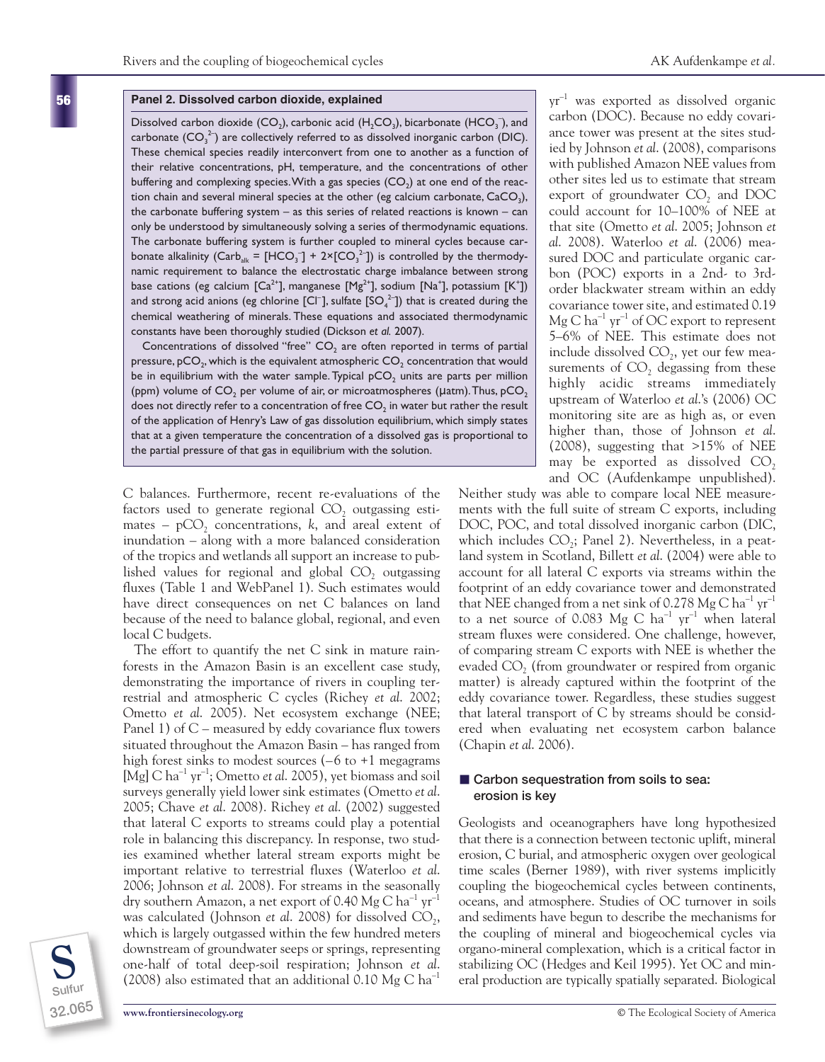**Panel 2. Dissolved carbon dioxide, explained**

Dissolved carbon dioxide ($CO_2$), carbonic acid ($H_2CO_3$), bicarbonate ($HCO_3^-$), and carbonate ($CO_3^{2-}$) are collectively referred to as dissolved inorganic carbon (DIC). These chemical species readily interconvert from one to another as a function of their relative concentrations, pH, temperature, and the concentrations of other buffering and complexing species. With a gas species ($CO_2$) at one end of the reaction chain and several mineral species at the other (eg calcium carbonate, $CaCO_3$), the carbonate buffering system – as this series of related reactions is known – can only be understood by simultaneously solving a series of thermodynamic equations. The carbonate buffering system is further coupled to mineral cycles because carbonate alkalinity ($Carb_{alk} = [HCO_3^-] + 2\times[CO_3^{2-}]$) is controlled by the thermodynamic requirement to balance the electrostatic charge imbalance between strong base cations (eg calcium [$Ca^{2+}$], manganese [$Mg^{2+}$], sodium [$Na^+$], potassium [$K^+$]) and strong acid anions (eg chlorine [$Cl^-$], sulfate [$SO_4^{2-}$]) that is created during the chemical weathering of minerals. These equations and associated thermodynamic constants have been thoroughly studied (Dickson *et al.* 2007).

Concentrations of dissolved "free" $CO_2$ are often reported in terms of partial pressure, $pCO_2$, which is the equivalent atmospheric $CO_2$ concentration that would be in equilibrium with the water sample. Typical $pCO_2$ units are parts per million (ppm) volume of $CO_2$ per volume of air, or microatmospheres (µatm). Thus, $pCO_2$ does not directly refer to a concentration of free $CO_2$ in water but rather the result of the application of Henry's Law of gas dissolution equilibrium, which simply states that at a given temperature the concentration of a dissolved gas is proportional to the partial pressure of that gas in equilibrium with the solution.

C balances. Furthermore, recent re-evaluations of the factors used to generate regional $CO_2$ outgassing estimates – $pCO_2$ concentrations, *k*, and areal extent of inundation – along with a more balanced consideration of the tropics and wetlands all support an increase to published values for regional and global $CO_2$ outgassing fluxes (Table 1 and WebPanel 1). Such estimates would have direct consequences on net C balances on land because of the need to balance global, regional, and even local C budgets.

The effort to quantify the net C sink in mature rainforests in the Amazon Basin is an excellent case study, demonstrating the importance of rivers in coupling terrestrial and atmospheric C cycles (Richey *et al.* 2002; Ometto *et al.* 2005). Net ecosystem exchange (NEE; Panel 1) of C – measured by eddy covariance flux towers situated throughout the Amazon Basin – has ranged from high forest sinks to modest sources (–6 to +1 megagrams [Mg] C $ha^{-1}$ $yr^{-1}$; Ometto *et al.* 2005), yet biomass and soil surveys generally yield lower sink estimates (Ometto *et al.* 2005; Chave *et al.* 2008). Richey *et al.* (2002) suggested that lateral C exports to streams could play a potential role in balancing this discrepancy. In response, two studies examined whether lateral stream exports might be important relative to terrestrial fluxes (Waterloo *et al.* 2006; Johnson *et al.* 2008). For streams in the seasonally dry southern Amazon, a net export of 0.40 Mg C $ha^{-1}$ $yr^{-1}$ was calculated (Johnson *et al.* 2008) for dissolved $CO_2$, which is largely outgassed within the few hundred meters downstream of groundwater seeps or springs, representing one-half of total deep-soil respiration; Johnson *et al.* (2008) also estimated that an additional 0.10 Mg C $ha^{-1}$ $yr^{-1}$ was exported as dissolved organic carbon (DOC). Because no eddy covariance tower was present at the sites studied by Johnson *et al.* (2008), comparisons with published Amazon NEE values from other sites led us to estimate that stream export of groundwater $CO_2$ and DOC could account for 10–100% of NEE at that site (Ometto *et al.* 2005; Johnson *et al.* 2008). Waterloo *et al.* (2006) measured DOC and particulate organic carbon (POC) exports in a 2nd- to 3rd-order blackwater stream within an eddy covariance tower site, and estimated 0.19 Mg C $ha^{-1}$ $yr^{-1}$ of OC export to represent 5–6% of NEE. This estimate does not include dissolved $CO_2$, yet our few measurements of $CO_2$ degassing from these highly acidic streams immediately upstream of Waterloo *et al.*'s (2006) OC monitoring site are as high as, or even higher than, those of Johnson *et al.* (2008), suggesting that >15% of NEE may be exported as dissolved $CO_2$ and OC (Aufdenkampe unpublished). Neither study was able to compare local NEE measurements with the full suite of stream C exports, including DOC, POC, and total dissolved inorganic carbon (DIC, which includes $CO_2$; Panel 2). Nevertheless, in a peatland system in Scotland, Billett *et al.* (2004) were able to account for all lateral C exports via streams within the footprint of an eddy covariance tower and demonstrated that NEE changed from a net sink of 0.278 Mg C $ha^{-1}$ $yr^{-1}$ to a net source of 0.083 Mg C $ha^{-1}$ $yr^{-1}$ when lateral stream fluxes were considered. One challenge, however, of comparing stream C exports with NEE is whether the evaded $CO_2$ (from groundwater or respired from organic matter) is already captured within the footprint of the eddy covariance tower. Regardless, these studies suggest that lateral transport of C by streams should be considered when evaluating net ecosystem carbon balance (Chapin *et al.* 2006).

## Carbon sequestration from soils to sea: erosion is key

Geologists and oceanographers have long hypothesized that there is a connection between tectonic uplift, mineral erosion, C burial, and atmospheric oxygen over geological time scales (Berner 1989), with river systems implicitly coupling the biogeochemical cycles between continents, oceans, and atmosphere. Studies of OC turnover in soils and sediments have begun to describe the mechanisms for the coupling of mineral and biogeochemical cycles via organo-mineral complexation, which is a critical factor in stabilizing OC (Hedges and Keil 1995). Yet OC and mineral production are typically spatially separated. Biological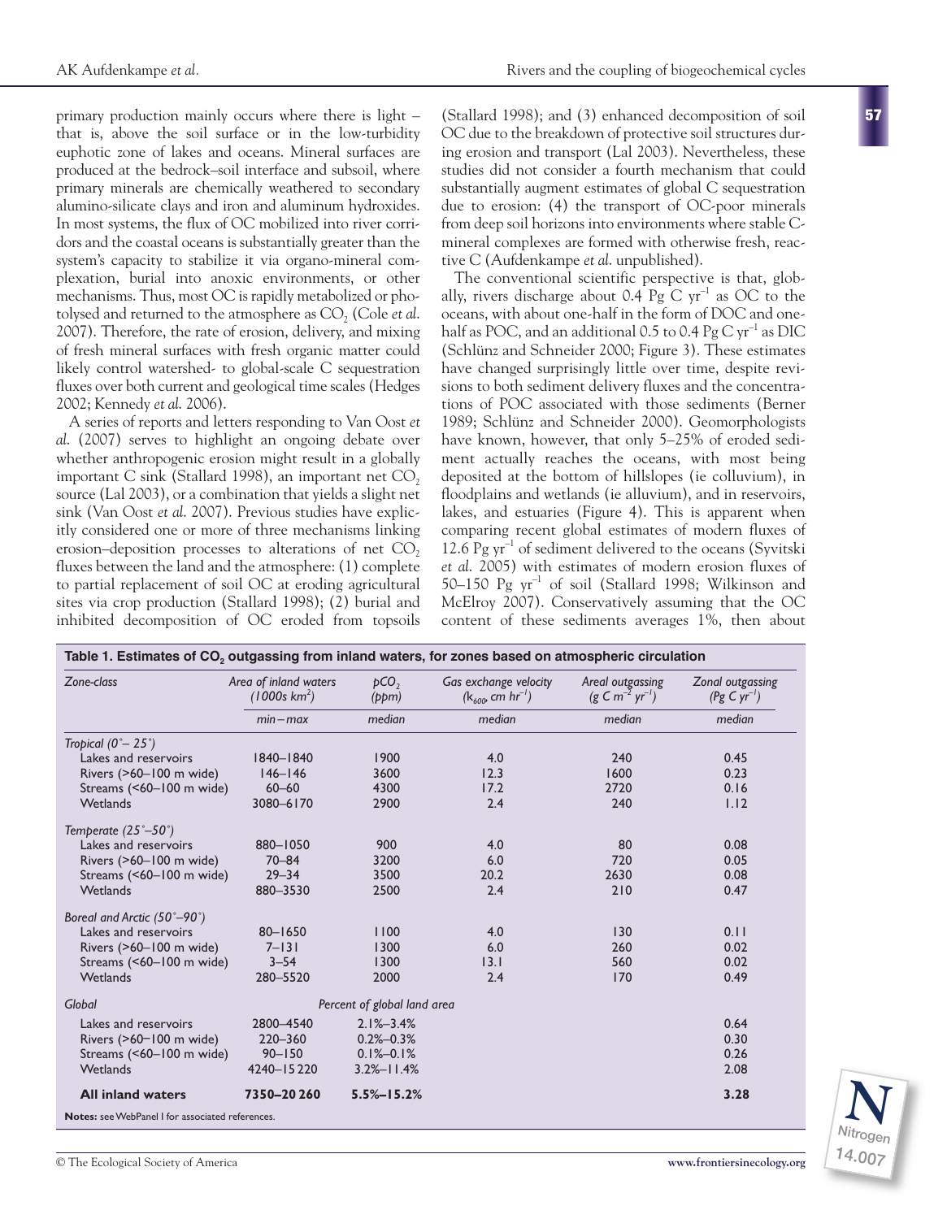primary production mainly occurs where there is light – that is, above the soil surface or in the low-turbidity euphotic zone of lakes and oceans. Mineral surfaces are produced at the bedrock–soil interface and subsoil, where primary minerals are chemically weathered to secondary alumino-silicate clays and iron and aluminum hydroxides. In most systems, the flux of OC mobilized into river corridors and the coastal oceans is substantially greater than the system's capacity to stabilize it via organo-mineral complexation, burial into anoxic environments, or other mechanisms. Thus, most OC is rapidly metabolized or photolysed and returned to the atmosphere as $CO_2$ (Cole *et al.* 2007). Therefore, the rate of erosion, delivery, and mixing of fresh mineral surfaces with fresh organic matter could likely control watershed- to global-scale C sequestration fluxes over both current and geological time scales (Hedges 2002; Kennedy *et al.* 2006).

A series of reports and letters responding to Van Oost *et al.* (2007) serves to highlight an ongoing debate over whether anthropogenic erosion might result in a globally important C sink (Stallard 1998), an important net $CO_2$ source (Lal 2003), or a combination that yields a slight net sink (Van Oost *et al.* 2007). Previous studies have explicitly considered one or more of three mechanisms linking erosion–deposition processes to alterations of net $CO_2$ fluxes between the land and the atmosphere: (1) complete to partial replacement of soil OC at eroding agricultural sites via crop production (Stallard 1998); (2) burial and inhibited decomposition of OC eroded from topsoils (Stallard 1998); and (3) enhanced decomposition of soil OC due to the breakdown of protective soil structures during erosion and transport (Lal 2003). Nevertheless, these studies did not consider a fourth mechanism that could substantially augment estimates of global C sequestration due to erosion: (4) the transport of OC-poor minerals from deep soil horizons into environments where stable C-mineral complexes are formed with otherwise fresh, reactive C (Aufdenkampe *et al.* unpublished).

The conventional scientific perspective is that, globally, rivers discharge about 0.4 Pg C $yr^{-1}$ as OC to the oceans, with about one-half in the form of DOC and one-half as POC, and an additional 0.5 to 0.4 Pg C $yr^{-1}$ as DIC (Schlünz and Schneider 2000; Figure 3). These estimates have changed surprisingly little over time, despite revisions to both sediment delivery fluxes and the concentrations of POC associated with those sediments (Berner 1989; Schlünz and Schneider 2000). Geomorphologists have known, however, that only 5–25% of eroded sediment actually reaches the oceans, with most being deposited at the bottom of hillslopes (ie colluvium), in floodplains and wetlands (ie alluvium), and in reservoirs, lakes, and estuaries (Figure 4). This is apparent when comparing recent global estimates of modern fluxes of 12.6 Pg $yr^{-1}$ of sediment delivered to the oceans (Syvitski *et al.* 2005) with estimates of modern erosion fluxes of 50–150 Pg $yr^{-1}$ of soil (Stallard 1998; Wilkinson and McElroy 2007). Conservatively assuming that the OC content of these sediments averages 1%, then about

**Table 1. Estimates of $CO_2$ outgassing from inland waters, for zones based on atmospheric circulation**

| *Zone-class* | *Area of inland waters (1000s km$^2$)* | *$pCO_2$ (ppm)* | *Gas exchange velocity ($k_{600}$, cm $hr^{-1}$)* | *Areal outgassing (g C $m^{-2}$ $yr^{-1}$)* | *Zonal outgassing (Pg C $yr^{-1}$)* |
|---|---|---|---|---|---|
| | *min – max* | *median* | *median* | *median* | *median* |
| *Tropical (0°– 25°)* | | | | | |
| Lakes and reservoirs | 1840–1840 | 1900 | 4.0 | 240 | 0.45 |
| Rivers (>60–100 m wide) | 146–146 | 3600 | 12.3 | 1600 | 0.23 |
| Streams (<60–100 m wide) | 60–60 | 4300 | 17.2 | 2720 | 0.16 |
| Wetlands | 3080–6170 | 2900 | 2.4 | 240 | 1.12 |
| *Temperate (25°–50°)* | | | | | |
| Lakes and reservoirs | 880–1050 | 900 | 4.0 | 80 | 0.08 |
| Rivers (>60–100 m wide) | 70–84 | 3200 | 6.0 | 720 | 0.05 |
| Streams (<60–100 m wide) | 29–34 | 3500 | 20.2 | 2630 | 0.08 |
| Wetlands | 880–3530 | 2500 | 2.4 | 210 | 0.47 |
| *Boreal and Arctic (50°–90°)* | | | | | |
| Lakes and reservoirs | 80–1650 | 1100 | 4.0 | 130 | 0.11 |
| Rivers (>60–100 m wide) | 7–131 | 1300 | 6.0 | 260 | 0.02 |
| Streams (<60–100 m wide) | 3–54 | 1300 | 13.1 | 560 | 0.02 |
| Wetlands | 280–5520 | 2000 | 2.4 | 170 | 0.49 |
| *Global* | | *Percent of global land area* | | | |
| Lakes and reservoirs | 2800–4540 | 2.1%–3.4% | | | 0.64 |
| Rivers (>60–100 m wide) | 220–360 | 0.2%–0.3% | | | 0.30 |
| Streams (<60–100 m wide) | 90–150 | 0.1%–0.1% | | | 0.26 |
| Wetlands | 4240–15 220 | 3.2%–11.4% | | | 2.08 |
| **All inland waters** | **7350–20 260** | **5.5%–15.2%** | | | **3.28** |

**Notes:** see WebPanel 1 for associated references.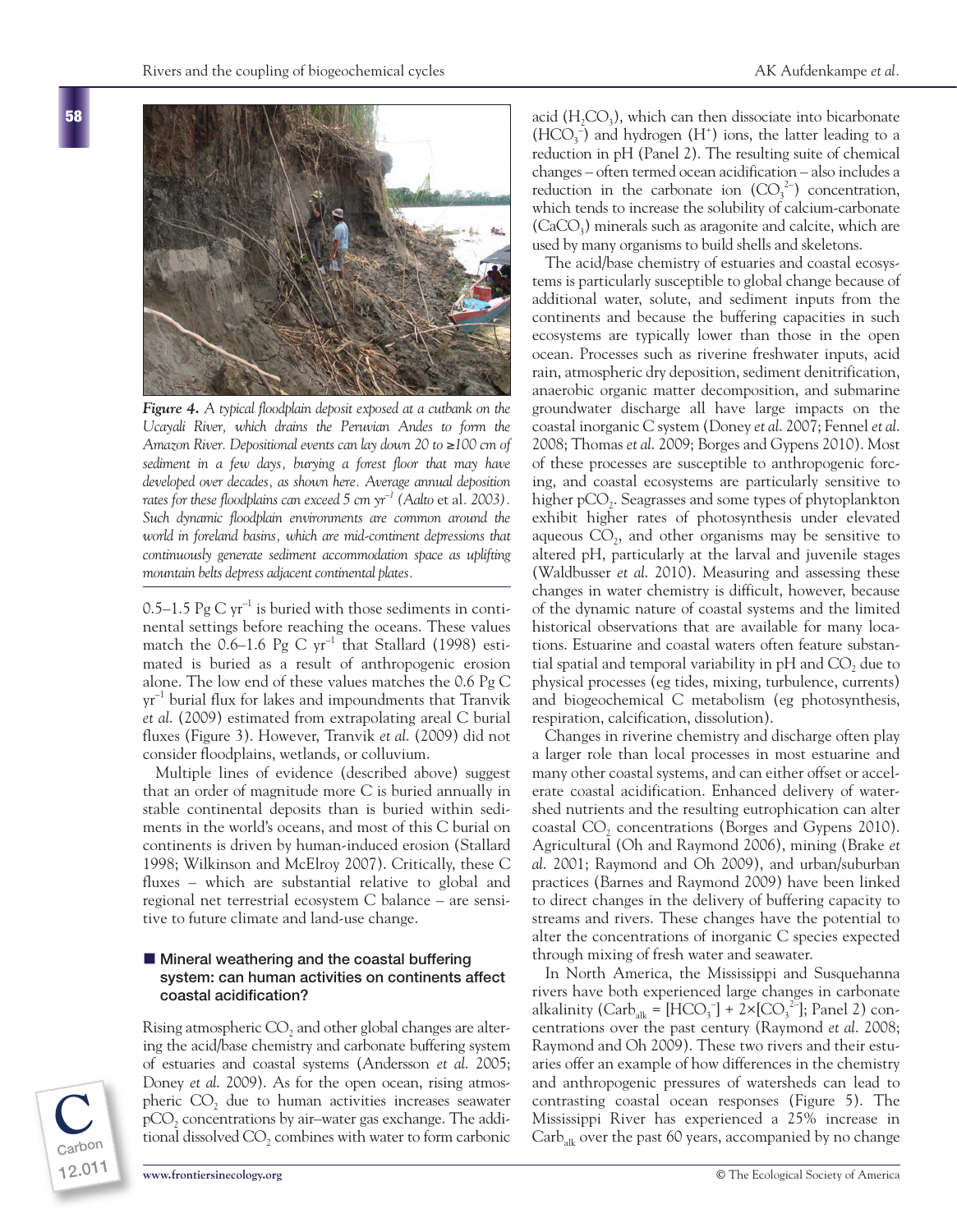*Figure 4. A typical floodplain deposit exposed at a cutbank on the Ucayali River, which drains the Peruvian Andes to form the Amazon River. Depositional events can lay down 20 to ≥100 cm of sediment in a few days, burying a forest floor that may have developed over decades, as shown here. Average annual deposition rates for these floodplains can exceed 5 cm $yr^{-1}$ (Aalto* et al. *2003). Such dynamic floodplain environments are common around the world in foreland basins, which are mid-continent depressions that continuously generate sediment accommodation space as uplifting mountain belts depress adjacent continental plates.*

0.5–1.5 Pg C $yr^{-1}$ is buried with those sediments in continental settings before reaching the oceans. These values match the 0.6–1.6 Pg C $yr^{-1}$ that Stallard (1998) estimated is buried as a result of anthropogenic erosion alone. The low end of these values matches the 0.6 Pg C $yr^{-1}$ burial flux for lakes and impoundments that Tranvik *et al.* (2009) estimated from extrapolating areal C burial fluxes (Figure 3). However, Tranvik *et al.* (2009) did not consider floodplains, wetlands, or colluvium.

Multiple lines of evidence (described above) suggest that an order of magnitude more C is buried annually in stable continental deposits than is buried within sediments in the world's oceans, and most of this C burial on continents is driven by human-induced erosion (Stallard 1998; Wilkinson and McElroy 2007). Critically, these C fluxes – which are substantial relative to global and regional net terrestrial ecosystem C balance – are sensitive to future climate and land-use change.

## Mineral weathering and the coastal buffering system: can human activities on continents affect coastal acidification?

Rising atmospheric $CO_2$ and other global changes are altering the acid/base chemistry and carbonate buffering system of estuaries and coastal systems (Andersson *et al.* 2005; Doney *et al.* 2009). As for the open ocean, rising atmospheric $CO_2$ due to human activities increases seawater $pCO_2$ concentrations by air–water gas exchange. The additional dissolved $CO_2$ combines with water to form carbonic acid ($H_2CO_3$), which can then dissociate into bicarbonate ($HCO_3^-$) and hydrogen ($H^+$) ions, the latter leading to a reduction in pH (Panel 2). The resulting suite of chemical changes – often termed ocean acidification – also includes a reduction in the carbonate ion ($CO_3^{2-}$) concentration, which tends to increase the solubility of calcium-carbonate ($CaCO_3$) minerals such as aragonite and calcite, which are used by many organisms to build shells and skeletons.

The acid/base chemistry of estuaries and coastal ecosystems is particularly susceptible to global change because of additional water, solute, and sediment inputs from the continents and because the buffering capacities in such ecosystems are typically lower than those in the open ocean. Processes such as riverine freshwater inputs, acid rain, atmospheric dry deposition, sediment denitrification, anaerobic organic matter decomposition, and submarine groundwater discharge all have large impacts on the coastal inorganic C system (Doney *et al.* 2007; Fennel *et al.* 2008; Thomas *et al.* 2009; Borges and Gypens 2010). Most of these processes are susceptible to anthropogenic forcing, and coastal ecosystems are particularly sensitive to higher $pCO_2$. Seagrasses and some types of phytoplankton exhibit higher rates of photosynthesis under elevated aqueous $CO_2$, and other organisms may be sensitive to altered pH, particularly at the larval and juvenile stages (Waldbusser *et al.* 2010). Measuring and assessing these changes in water chemistry is difficult, however, because of the dynamic nature of coastal systems and the limited historical observations that are available for many locations. Estuarine and coastal waters often feature substantial spatial and temporal variability in pH and $CO_2$ due to physical processes (eg tides, mixing, turbulence, currents) and biogeochemical C metabolism (eg photosynthesis, respiration, calcification, dissolution).

Changes in riverine chemistry and discharge often play a larger role than local processes in most estuarine and many other coastal systems, and can either offset or accelerate coastal acidification. Enhanced delivery of watershed nutrients and the resulting eutrophication can alter coastal $CO_2$ concentrations (Borges and Gypens 2010). Agricultural (Oh and Raymond 2006), mining (Brake *et al.* 2001; Raymond and Oh 2009), and urban/suburban practices (Barnes and Raymond 2009) have been linked to direct changes in the delivery of buffering capacity to streams and rivers. These changes have the potential to alter the concentrations of inorganic C species expected through mixing of fresh water and seawater.

In North America, the Mississippi and Susquehanna rivers have both experienced large changes in carbonate alkalinity ($Carb_{alk} = [HCO_3^-] + 2\times[CO_3^{2-}]$; Panel 2) concentrations over the past century (Raymond *et al.* 2008; Raymond and Oh 2009). These two rivers and their estuaries offer an example of how differences in the chemistry and anthropogenic pressures of watersheds can lead to contrasting coastal ocean responses (Figure 5). The Mississippi River has experienced a 25% increase in $Carb_{alk}$ over the past 60 years, accompanied by no change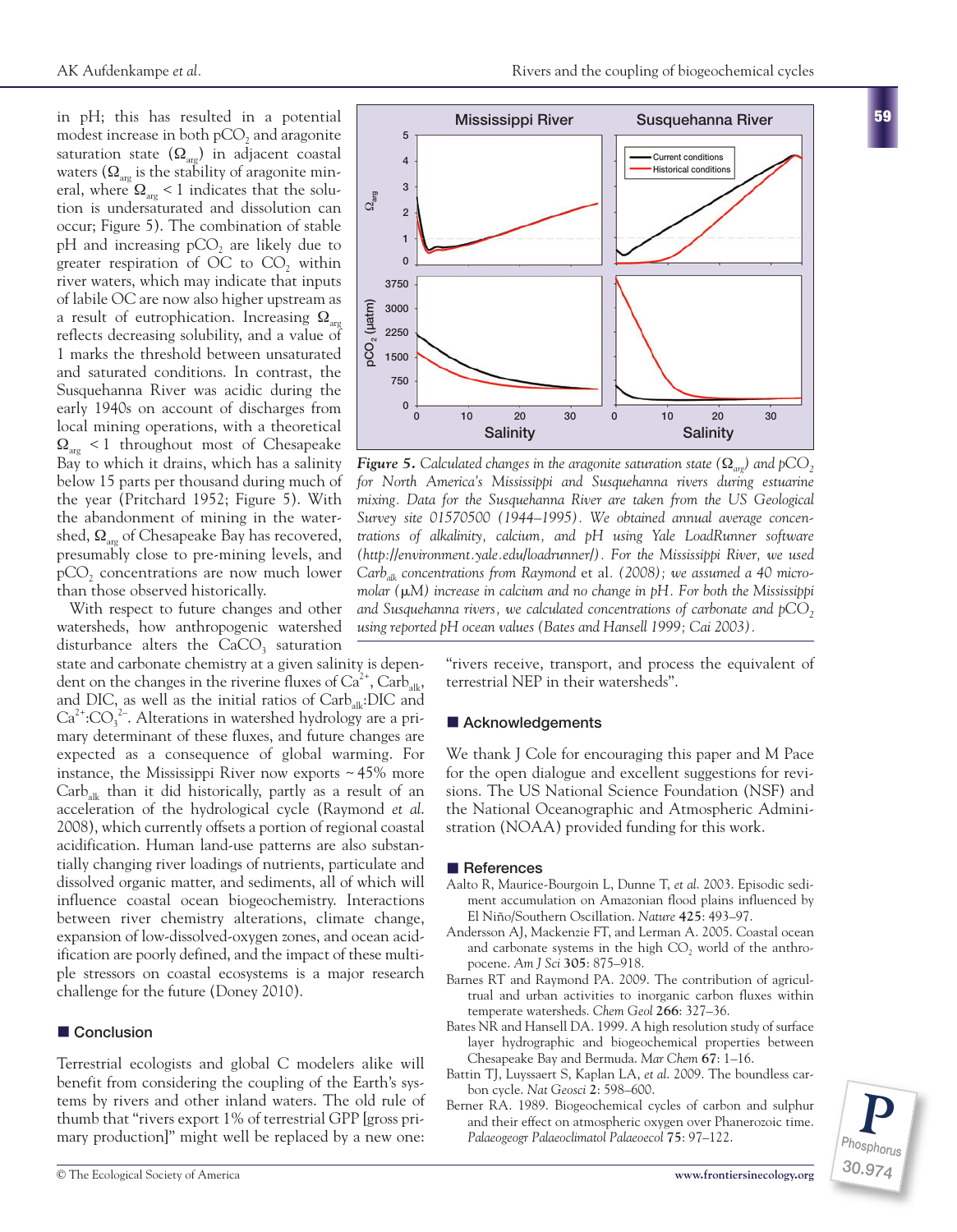in pH; this has resulted in a potential modest increase in both $pCO_2$ and aragonite saturation state ($\Omega_{arg}$) in adjacent coastal waters ($\Omega_{arg}$ is the stability of aragonite mineral, where $\Omega_{arg} < 1$ indicates that the solution is undersaturated and dissolution can occur; Figure 5). The combination of stable pH and increasing $pCO_2$ are likely due to greater respiration of OC to $CO_2$ within river waters, which may indicate that inputs of labile OC are now also higher upstream as a result of eutrophication. Increasing $\Omega_{arg}$ reflects decreasing solubility, and a value of 1 marks the threshold between unsaturated and saturated conditions. In contrast, the Susquehanna River was acidic during the early 1940s on account of discharges from local mining operations, with a theoretical $\Omega_{arg} < 1$ throughout most of Chesapeake Bay to which it drains, which has a salinity below 15 parts per thousand during much of the year (Pritchard 1952; Figure 5). With the abandonment of mining in the watershed, $\Omega_{arg}$ of Chesapeake Bay has recovered, presumably close to pre-mining levels, and $pCO_2$ concentrations are now much lower than those observed historically.

With respect to future changes and other watersheds, how anthropogenic watershed disturbance alters the $CaCO_3$ saturation state and carbonate chemistry at a given salinity is dependent on the changes in the riverine fluxes of $Ca^{2+}$, $Carb_{alk}$, and DIC, as well as the initial ratios of $Carb_{alk}$:DIC and $Ca^{2+}$:$CO_3^{2-}$. Alterations in watershed hydrology are a primary determinant of these fluxes, and future changes are expected as a consequence of global warming. For instance, the Mississippi River now exports ~45% more $Carb_{alk}$ than it did historically, partly as a result of an acceleration of the hydrological cycle (Raymond *et al.* 2008), which currently offsets a portion of regional coastal acidification. Human land-use patterns are also substantially changing river loadings of nutrients, particulate and dissolved organic matter, and sediments, all of which will influence coastal ocean biogeochemistry. Interactions between river chemistry alterations, climate change, expansion of low-dissolved-oxygen zones, and ocean acidification are poorly defined, and the impact of these multiple stressors on coastal ecosystems is a major research challenge for the future (Doney 2010).

**Figure 5.** *Calculated changes in the aragonite saturation state ($\Omega_{arg}$) and $pCO_2$ for North America's Mississippi and Susquehanna rivers during estuarine mixing. Data for the Susquehanna River are taken from the US Geological Survey site 01570500 (1944–1995). We obtained annual average concentrations of alkalinity, calcium, and pH using Yale LoadRunner software (http://environment.yale.edu/loadrunner/). For the Mississippi River, we used $Carb_{alk}$ concentrations from Raymond* et al. *(2008); we assumed a 40 micromolar (μM) increase in calcium and no change in pH. For both the Mississippi and Susquehanna rivers, we calculated concentrations of carbonate and $pCO_2$ using reported pH ocean values (Bates and Hansell 1999; Cai 2003).*

## Conclusion

Terrestrial ecologists and global C modelers alike will benefit from considering the coupling of the Earth's systems by rivers and other inland waters. The old rule of thumb that "rivers export 1% of terrestrial GPP [gross primary production]" might well be replaced by a new one: "rivers receive, transport, and process the equivalent of terrestrial NEP in their watersheds".

## Acknowledgements

We thank J Cole for encouraging this paper and M Pace for the open dialogue and excellent suggestions for revisions. The US National Science Foundation (NSF) and the National Oceanographic and Atmospheric Administration (NOAA) provided funding for this work.

## References

Aalto R, Maurice-Bourgoin L, Dunne T, *et al.* 2003. Episodic sediment accumulation on Amazonian flood plains influenced by El Niño/Southern Oscillation. *Nature* **425**: 493–97.

Andersson AJ, Mackenzie FT, and Lerman A. 2005. Coastal ocean and carbonate systems in the high $CO_2$ world of the anthropocene. *Am J Sci* **305**: 875–918.

Barnes RT and Raymond PA. 2009. The contribution of agricultural and urban activities to inorganic carbon fluxes within temperate watersheds. *Chem Geol* **266**: 327–36.

Bates NR and Hansell DA. 1999. A high resolution study of surface layer hydrographic and biogeochemical properties between Chesapeake Bay and Bermuda. *Mar Chem* **67**: 1–16.

Battin TJ, Luyssaert S, Kaplan LA, *et al.* 2009. The boundless carbon cycle. *Nat Geosci* **2**: 598–600.

Berner RA. 1989. Biogeochemical cycles of carbon and sulphur and their effect on atmospheric oxygen over Phanerozoic time. *Palaeogeogr Palaeoclimatol Palaeoecol* **75**: 97–122.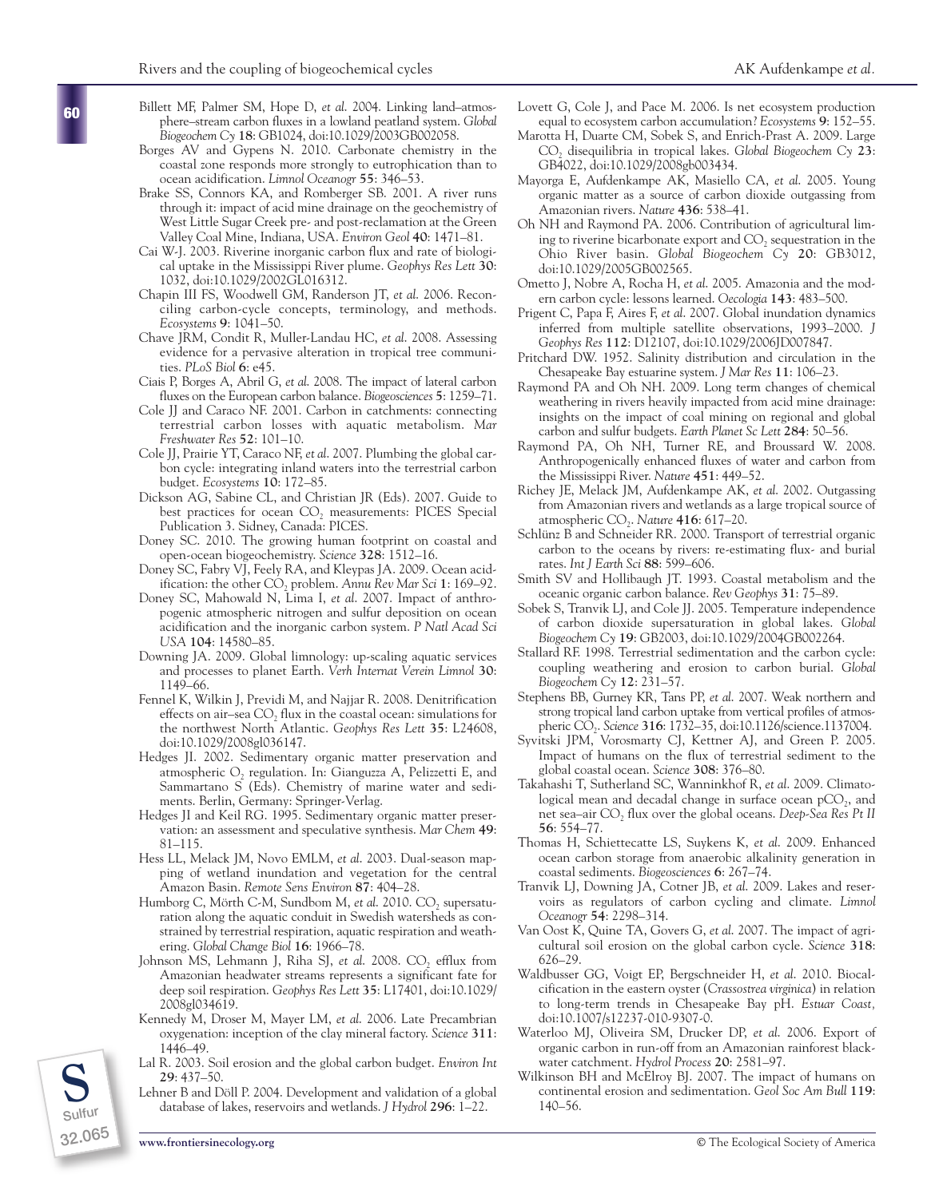Billett MF, Palmer SM, Hope D, *et al.* 2004. Linking land–atmosphere–stream carbon fluxes in a lowland peatland system. *Global Biogeochem Cy* **18**: GB1024, doi:10.1029/2003GB002058.

Borges AV and Gypens N. 2010. Carbonate chemistry in the coastal zone responds more strongly to eutrophication than to ocean acidification. *Limnol Oceanogr* **55**: 346–53.

Brake SS, Connors KA, and Romberger SB. 2001. A river runs through it: impact of acid mine drainage on the geochemistry of West Little Sugar Creek pre- and post-reclamation at the Green Valley Coal Mine, Indiana, USA. *Environ Geol* **40**: 1471–81.

Cai W-J. 2003. Riverine inorganic carbon flux and rate of biological uptake in the Mississippi River plume. *Geophys Res Lett* **30**: 1032, doi:10.1029/2002GL016312.

Chapin III FS, Woodwell GM, Randerson JT, *et al.* 2006. Reconciling carbon-cycle concepts, terminology, and methods. *Ecosystems* **9**: 1041–50.

Chave JRM, Condit R, Muller-Landau HC, *et al.* 2008. Assessing evidence for a pervasive alteration in tropical tree communities. *PLoS Biol* **6**: e45.

Ciais P, Borges A, Abril G, *et al.* 2008. The impact of lateral carbon fluxes on the European carbon balance. *Biogeosciences* **5**: 1259–71.

Cole JJ and Caraco NF. 2001. Carbon in catchments: connecting terrestrial carbon losses with aquatic metabolism. *Mar Freshwater Res* **52**: 101–10.

Cole JJ, Prairie YT, Caraco NF, *et al.* 2007. Plumbing the global carbon cycle: integrating inland waters into the terrestrial carbon budget. *Ecosystems* **10**: 172–85.

Dickson AG, Sabine CL, and Christian JR (Eds). 2007. Guide to best practices for ocean $CO_2$ measurements: PICES Special Publication 3. Sidney, Canada: PICES.

Doney SC. 2010. The growing human footprint on coastal and open-ocean biogeochemistry. *Science* **328**: 1512–16.

Doney SC, Fabry VJ, Feely RA, and Kleypas JA. 2009. Ocean acidification: the other $CO_2$ problem. *Annu Rev Mar Sci* **1**: 169–92.

Doney SC, Mahowald N, Lima I, *et al.* 2007. Impact of anthropogenic atmospheric nitrogen and sulfur deposition on ocean acidification and the inorganic carbon system. *P Natl Acad Sci USA* **104**: 14580–85.

Downing JA. 2009. Global limnology: up-scaling aquatic services and processes to planet Earth. *Verh Internat Verein Limnol* **30**: 1149–66.

Fennel K, Wilkin J, Previdi M, and Najjar R. 2008. Denitrification effects on air–sea $CO_2$ flux in the coastal ocean: simulations for the northwest North Atlantic. *Geophys Res Lett* **35**: L24608, doi:10.1029/2008gl036147.

Hedges JI. 2002. Sedimentary organic matter preservation and atmospheric $O_2$ regulation. In: Gianguzza A, Pelizzetti E, and Sammartano S (Eds). Chemistry of marine water and sediments. Berlin, Germany: Springer-Verlag.

Hedges JI and Keil RG. 1995. Sedimentary organic matter preservation: an assessment and speculative synthesis. *Mar Chem* **49**: 81–115.

Hess LL, Melack JM, Novo EMLM, *et al.* 2003. Dual-season mapping of wetland inundation and vegetation for the central Amazon Basin. *Remote Sens Environ* **87**: 404–28.

Humborg C, Mörth C-M, Sundbom M, *et al.* 2010. $CO_2$ supersaturation along the aquatic conduit in Swedish watersheds as constrained by terrestrial respiration, aquatic respiration and weathering. *Global Change Biol* **16**: 1966–78.

Johnson MS, Lehmann J, Riha SJ, *et al.* 2008. $CO_2$ efflux from Amazonian headwater streams represents a significant fate for deep soil respiration. *Geophys Res Lett* **35**: L17401, doi:10.1029/2008gl034619.

Kennedy M, Droser M, Mayer LM, *et al.* 2006. Late Precambrian oxygenation: inception of the clay mineral factory. *Science* **311**: 1446–49.

Lal R. 2003. Soil erosion and the global carbon budget. *Environ Int* **29**: 437–50.

Lehner B and Döll P. 2004. Development and validation of a global database of lakes, reservoirs and wetlands. *J Hydrol* **296**: 1–22.

Lovett G, Cole J, and Pace M. 2006. Is net ecosystem production equal to ecosystem carbon accumulation? *Ecosystems* **9**: 152–55.

Marotta H, Duarte CM, Sobek S, and Enrich-Prast A. 2009. Large $CO_2$ disequilibria in tropical lakes. *Global Biogeochem Cy* **23**: GB4022, doi:10.1029/2008gb003434.

Mayorga E, Aufdenkampe AK, Masiello CA, *et al.* 2005. Young organic matter as a source of carbon dioxide outgassing from Amazonian rivers. *Nature* **436**: 538–41.

Oh NH and Raymond PA. 2006. Contribution of agricultural liming to riverine bicarbonate export and $CO_2$ sequestration in the Ohio River basin. *Global Biogeochem Cy* **20**: GB3012, doi:10.1029/2005GB002565.

Ometto J, Nobre A, Rocha H, *et al.* 2005. Amazonia and the modern carbon cycle: lessons learned. *Oecologia* **143**: 483–500.

Prigent C, Papa F, Aires F, *et al.* 2007. Global inundation dynamics inferred from multiple satellite observations, 1993–2000. *J Geophys Res* **112**: D12107, doi:10.1029/2006JD007847.

Pritchard DW. 1952. Salinity distribution and circulation in the Chesapeake Bay estuarine system. *J Mar Res* **11**: 106–23.

Raymond PA and Oh NH. 2009. Long term changes of chemical weathering in rivers heavily impacted from acid mine drainage: insights on the impact of coal mining on regional and global carbon and sulfur budgets. *Earth Planet Sc Lett* **284**: 50–56.

Raymond PA, Oh NH, Turner RE, and Broussard W. 2008. Anthropogenically enhanced fluxes of water and carbon from the Mississippi River. *Nature* **451**: 449–52.

Richey JE, Melack JM, Aufdenkampe AK, *et al.* 2002. Outgassing from Amazonian rivers and wetlands as a large tropical source of atmospheric $CO_2$. *Nature* **416**: 617–20.

Schlünz B and Schneider RR. 2000. Transport of terrestrial organic carbon to the oceans by rivers: re-estimating flux- and burial rates. *Int J Earth Sci* **88**: 599–606.

Smith SV and Hollibaugh JT. 1993. Coastal metabolism and the oceanic organic carbon balance. *Rev Geophys* **31**: 75–89.

Sobek S, Tranvik LJ, and Cole JJ. 2005. Temperature independence of carbon dioxide supersaturation in global lakes. *Global Biogeochem Cy* **19**: GB2003, doi:10.1029/2004GB002264.

Stallard RF. 1998. Terrestrial sedimentation and the carbon cycle: coupling weathering and erosion to carbon burial. *Global Biogeochem Cy* **12**: 231–57.

Stephens BB, Gurney KR, Tans PP, *et al.* 2007. Weak northern and strong tropical land carbon uptake from vertical profiles of atmospheric $CO_2$. *Science* **316**: 1732–35, doi:10.1126/science.1137004.

Syvitski JPM, Vorosmarty CJ, Kettner AJ, and Green P. 2005. Impact of humans on the flux of terrestrial sediment to the global coastal ocean. *Science* **308**: 376–80.

Takahashi T, Sutherland SC, Wanninkhof R, *et al.* 2009. Climatological mean and decadal change in surface ocean $pCO_2$, and net sea–air $CO_2$ flux over the global oceans. *Deep-Sea Res Pt II* **56**: 554–77.

Thomas H, Schiettecatte LS, Suykens K, *et al.* 2009. Enhanced ocean carbon storage from anaerobic alkalinity generation in coastal sediments. *Biogeosciences* **6**: 267–74.

Tranvik LJ, Downing JA, Cotner JB, *et al.* 2009. Lakes and reservoirs as regulators of carbon cycling and climate. *Limnol Oceanogr* **54**: 2298–314.

Van Oost K, Quine TA, Govers G, *et al.* 2007. The impact of agricultural soil erosion on the global carbon cycle. *Science* **318**: 626–29.

Waldbusser GG, Voigt EP, Bergschneider H, *et al.* 2010. Biocalcification in the eastern oyster (*Crassostrea virginica*) in relation to long-term trends in Chesapeake Bay pH. *Estuar Coast*, doi:10.1007/s12237-010-9307-0.

Waterloo MJ, Oliveira SM, Drucker DP, *et al.* 2006. Export of organic carbon in run-off from an Amazonian rainforest blackwater catchment. *Hydrol Process* **20**: 2581–97.

Wilkinson BH and McElroy BJ. 2007. The impact of humans on continental erosion and sedimentation. *Geol Soc Am Bull* **119**: 140–56.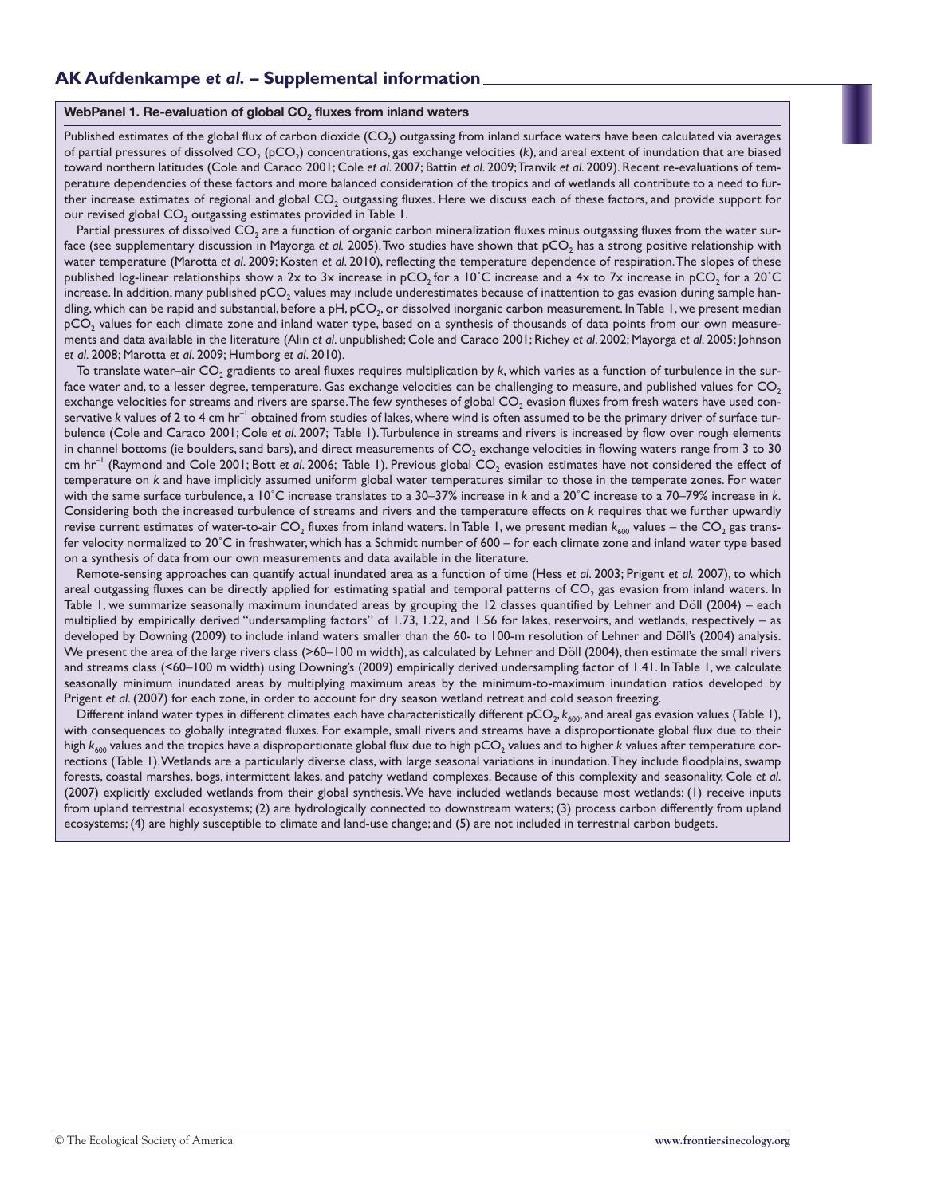## WebPanel 1. Re-evaluation of global $CO_2$ fluxes from inland waters

Published estimates of the global flux of carbon dioxide ($CO_2$) outgassing from inland surface waters have been calculated via averages of partial pressures of dissolved $CO_2$ ($pCO_2$) concentrations, gas exchange velocities ($k$), and areal extent of inundation that are biased toward northern latitudes (Cole and Caraco 2001; Cole *et al.* 2007; Battin *et al.* 2009; Tranvik *et al.* 2009). Recent re-evaluations of temperature dependencies of these factors and more balanced consideration of the tropics and of wetlands all contribute to a need to further increase estimates of regional and global $CO_2$ outgassing fluxes. Here we discuss each of these factors, and provide support for our revised global $CO_2$ outgassing estimates provided in Table 1.

Partial pressures of dissolved $CO_2$ are a function of organic carbon mineralization fluxes minus outgassing fluxes from the water surface (see supplementary discussion in Mayorga *et al.* 2005). Two studies have shown that $pCO_2$ has a strong positive relationship with water temperature (Marotta *et al.* 2009; Kosten *et al.* 2010), reflecting the temperature dependence of respiration. The slopes of these published log-linear relationships show a 2x to 3x increase in $pCO_2$ for a 10˚C increase and a 4x to 7x increase in $pCO_2$ for a 20˚C increase. In addition, many published $pCO_2$ values may include underestimates because of inattention to gas evasion during sample handling, which can be rapid and substantial, before a pH, $pCO_2$, or dissolved inorganic carbon measurement. In Table 1, we present median $pCO_2$ values for each climate zone and inland water type, based on a synthesis of thousands of data points from our own measurements and data available in the literature (Alin *et al.* unpublished; Cole and Caraco 2001; Richey *et al.* 2002; Mayorga *et al.* 2005; Johnson *et al.* 2008; Marotta *et al.* 2009; Humborg *et al.* 2010).

To translate water–air $CO_2$ gradients to areal fluxes requires multiplication by $k$, which varies as a function of turbulence in the surface water and, to a lesser degree, temperature. Gas exchange velocities can be challenging to measure, and published values for $CO_2$ exchange velocities for streams and rivers are sparse. The few syntheses of global $CO_2$ evasion fluxes from fresh waters have used conservative $k$ values of 2 to 4 cm $hr^{-1}$ obtained from studies of lakes, where wind is often assumed to be the primary driver of surface turbulence (Cole and Caraco 2001; Cole *et al.* 2007; Table 1). Turbulence in streams and rivers is increased by flow over rough elements in channel bottoms (ie boulders, sand bars), and direct measurements of $CO_2$ exchange velocities in flowing waters range from 3 to 30 cm $hr^{-1}$ (Raymond and Cole 2001; Bott *et al.* 2006; Table 1). Previous global $CO_2$ evasion estimates have not considered the effect of temperature on $k$ and have implicitly assumed uniform global water temperatures similar to those in the temperate zones. For water with the same surface turbulence, a 10˚C increase translates to a 30–37% increase in $k$ and a 20˚C increase to a 70–79% increase in $k$. Considering both the increased turbulence of streams and rivers and the temperature effects on $k$ requires that we further upwardly revise current estimates of water-to-air $CO_2$ fluxes from inland waters. In Table 1, we present median $k_{600}$ values – the $CO_2$ gas transfer velocity normalized to 20˚C in freshwater, which has a Schmidt number of 600 – for each climate zone and inland water type based on a synthesis of data from our own measurements and data available in the literature.

Remote-sensing approaches can quantify actual inundated area as a function of time (Hess *et al.* 2003; Prigent *et al.* 2007), to which areal outgassing fluxes can be directly applied for estimating spatial and temporal patterns of $CO_2$ gas evasion from inland waters. In Table 1, we summarize seasonally maximum inundated areas by grouping the 12 classes quantified by Lehner and Döll (2004) – each multiplied by empirically derived "undersampling factors" of 1.73, 1.22, and 1.56 for lakes, reservoirs, and wetlands, respectively – as developed by Downing (2009) to include inland waters smaller than the 60- to 100-m resolution of Lehner and Döll's (2004) analysis. We present the area of the large rivers class (>60–100 m width), as calculated by Lehner and Döll (2004), then estimate the small rivers and streams class (<60–100 m width) using Downing's (2009) empirically derived undersampling factor of 1.41. In Table 1, we calculate seasonally minimum inundated areas by multiplying maximum areas by the minimum-to-maximum inundation ratios developed by Prigent *et al.* (2007) for each zone, in order to account for dry season wetland retreat and cold season freezing.

Different inland water types in different climates each have characteristically different $pCO_2$, $k_{600}$, and areal gas evasion values (Table 1), with consequences to globally integrated fluxes. For example, small rivers and streams have a disproportionate global flux due to their high $k_{600}$ values and the tropics have a disproportionate global flux due to high $pCO_2$ values and to higher $k$ values after temperature corrections (Table 1). Wetlands are a particularly diverse class, with large seasonal variations in inundation. They include floodplains, swamp forests, coastal marshes, bogs, intermittent lakes, and patchy wetland complexes. Because of this complexity and seasonality, Cole *et al.* (2007) explicitly excluded wetlands from their global synthesis. We have included wetlands because most wetlands: (1) receive inputs from upland terrestrial ecosystems; (2) are hydrologically connected to downstream waters; (3) process carbon differently from upland ecosystems; (4) are highly susceptible to climate and land-use change; and (5) are not included in terrestrial carbon budgets.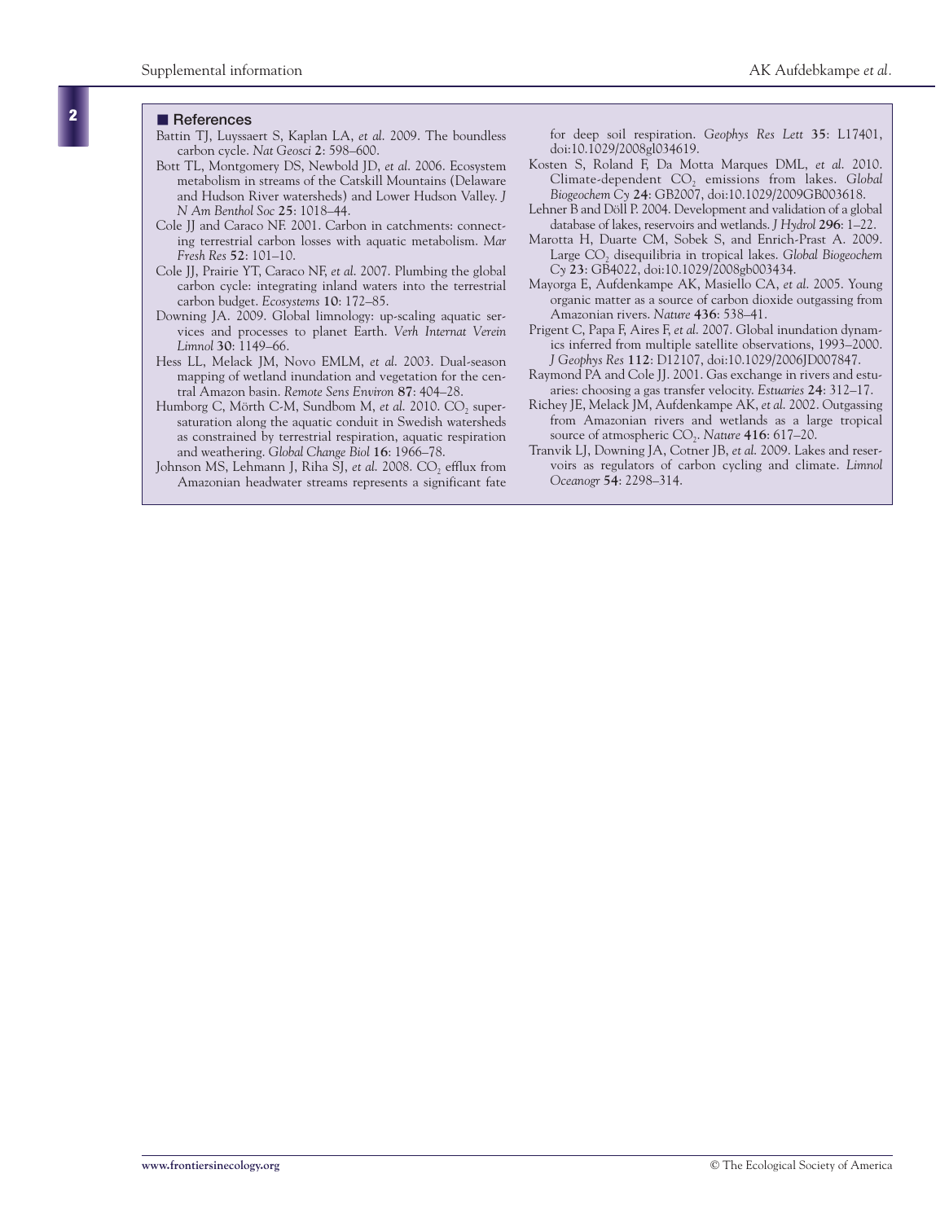## References

Battin TJ, Luyssaert S, Kaplan LA, *et al*. 2009. The boundless carbon cycle. *Nat Geosci* **2**: 598–600.

Bott TL, Montgomery DS, Newbold JD, *et al*. 2006. Ecosystem metabolism in streams of the Catskill Mountains (Delaware and Hudson River watersheds) and Lower Hudson Valley. *J N Am Benthol Soc* **25**: 1018–44.

Cole JJ and Caraco NF. 2001. Carbon in catchments: connecting terrestrial carbon losses with aquatic metabolism. *Mar Fresh Res* **52**: 101–10.

Cole JJ, Prairie YT, Caraco NF, *et al*. 2007. Plumbing the global carbon cycle: integrating inland waters into the terrestrial carbon budget. *Ecosystems* **10**: 172–85.

Downing JA. 2009. Global limnology: up-scaling aquatic services and processes to planet Earth. *Verh Internat Verein Limnol* **30**: 1149–66.

Hess LL, Melack JM, Novo EMLM, *et al*. 2003. Dual-season mapping of wetland inundation and vegetation for the central Amazon basin. *Remote Sens Environ* **87**: 404–28.

Humborg C, Mörth C-M, Sundbom M, *et al*. 2010. $CO_2$ supersaturation along the aquatic conduit in Swedish watersheds as constrained by terrestrial respiration, aquatic respiration and weathering. *Global Change Biol* **16**: 1966–78.

Johnson MS, Lehmann J, Riha SJ, *et al*. 2008. $CO_2$ efflux from Amazonian headwater streams represents a significant fate for deep soil respiration. *Geophys Res Lett* **35**: L17401, doi:10.1029/2008gl034619.

Kosten S, Roland F, Da Motta Marques DML, *et al*. 2010. Climate-dependent $CO_2$ emissions from lakes. *Global Biogeochem Cy* **24**: GB2007, doi:10.1029/2009GB003618.

Lehner B and Döll P. 2004. Development and validation of a global database of lakes, reservoirs and wetlands. *J Hydrol* **296**: 1–22.

Marotta H, Duarte CM, Sobek S, and Enrich-Prast A. 2009. Large $CO_2$ disequilibria in tropical lakes. *Global Biogeochem Cy* **23**: GB4022, doi:10.1029/2008gb003434.

Mayorga E, Aufdenkampe AK, Masiello CA, *et al*. 2005. Young organic matter as a source of carbon dioxide outgassing from Amazonian rivers. *Nature* **436**: 538–41.

Prigent C, Papa F, Aires F, *et al*. 2007. Global inundation dynamics inferred from multiple satellite observations, 1993–2000. *J Geophys Res* **112**: D12107, doi:10.1029/2006JD007847.

Raymond PA and Cole JJ. 2001. Gas exchange in rivers and estuaries: choosing a gas transfer velocity. *Estuaries* **24**: 312–17.

Richey JE, Melack JM, Aufdenkampe AK, *et al*. 2002. Outgassing from Amazonian rivers and wetlands as a large tropical source of atmospheric $CO_2$. *Nature* **416**: 617–20.

Tranvik LJ, Downing JA, Cotner JB, *et al*. 2009. Lakes and reservoirs as regulators of carbon cycling and climate. *Limnol Oceanogr* **54**: 2298–314.